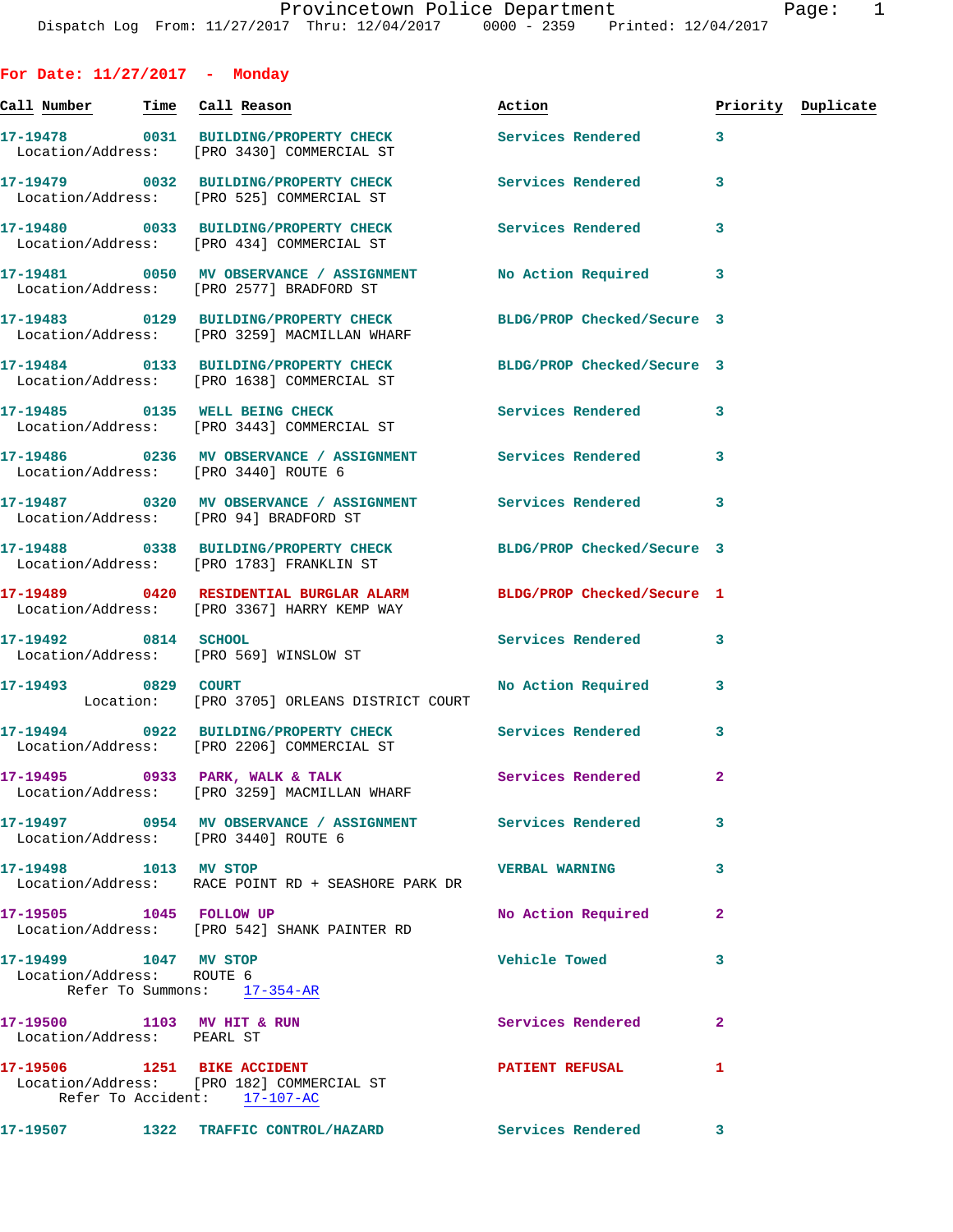Provincetown Police Department
Dispatch Log From: 11/27/2017 Thru: 12/04/2017 0000 - 2359 Printed: 12/04/2017

## For Date: 11/27/2017 - Monday

| Call Number | Time | Call Reason | Action | Priority | Duplicate |
|---|---|---|---|---|---|
| 17-19478 | 0031 | BUILDING/PROPERTY CHECK | Services Rendered | 3 | |
| Location/Address: | | [PRO 3430] COMMERCIAL ST | | | |
| 17-19479 | 0032 | BUILDING/PROPERTY CHECK | Services Rendered | 3 | |
| Location/Address: | | [PRO 525] COMMERCIAL ST | | | |
| 17-19480 | 0033 | BUILDING/PROPERTY CHECK | Services Rendered | 3 | |
| Location/Address: | | [PRO 434] COMMERCIAL ST | | | |
| 17-19481 | 0050 | MV OBSERVANCE / ASSIGNMENT | No Action Required | 3 | |
| Location/Address: | | [PRO 2577] BRADFORD ST | | | |
| 17-19483 | 0129 | BUILDING/PROPERTY CHECK | BLDG/PROP Checked/Secure | 3 | |
| Location/Address: | | [PRO 3259] MACMILLAN WHARF | | | |
| 17-19484 | 0133 | BUILDING/PROPERTY CHECK | BLDG/PROP Checked/Secure | 3 | |
| Location/Address: | | [PRO 1638] COMMERCIAL ST | | | |
| 17-19485 | 0135 | WELL BEING CHECK | Services Rendered | 3 | |
| Location/Address: | | [PRO 3443] COMMERCIAL ST | | | |
| 17-19486 | 0236 | MV OBSERVANCE / ASSIGNMENT | Services Rendered | 3 | |
| Location/Address: | | [PRO 3440] ROUTE 6 | | | |
| 17-19487 | 0320 | MV OBSERVANCE / ASSIGNMENT | Services Rendered | 3 | |
| Location/Address: | | [PRO 94] BRADFORD ST | | | |
| 17-19488 | 0338 | BUILDING/PROPERTY CHECK | BLDG/PROP Checked/Secure | 3 | |
| Location/Address: | | [PRO 1783] FRANKLIN ST | | | |
| 17-19489 | 0420 | RESIDENTIAL BURGLAR ALARM | BLDG/PROP Checked/Secure | 1 | |
| Location/Address: | | [PRO 3367] HARRY KEMP WAY | | | |
| 17-19492 | 0814 | SCHOOL | Services Rendered | 3 | |
| Location/Address: | | [PRO 569] WINSLOW ST | | | |
| 17-19493 | 0829 | COURT | No Action Required | 3 | |
| Location: | | [PRO 3705] ORLEANS DISTRICT COURT | | | |
| 17-19494 | 0922 | BUILDING/PROPERTY CHECK | Services Rendered | 3 | |
| Location/Address: | | [PRO 2206] COMMERCIAL ST | | | |
| 17-19495 | 0933 | PARK, WALK & TALK | Services Rendered | 2 | |
| Location/Address: | | [PRO 3259] MACMILLAN WHARF | | | |
| 17-19497 | 0954 | MV OBSERVANCE / ASSIGNMENT | Services Rendered | 3 | |
| Location/Address: | | [PRO 3440] ROUTE 6 | | | |
| 17-19498 | 1013 | MV STOP | VERBAL WARNING | 3 | |
| Location/Address: | | RACE POINT RD + SEASHORE PARK DR | | | |
| 17-19505 | 1045 | FOLLOW UP | No Action Required | 2 | |
| Location/Address: | | [PRO 542] SHANK PAINTER RD | | | |
| 17-19499 | 1047 | MV STOP | Vehicle Towed | 3 | |
| Location/Address: | | ROUTE 6 | | | |
| Refer To Summons: | | 17-354-AR | | | |
| 17-19500 | 1103 | MV HIT & RUN | Services Rendered | 2 | |
| Location/Address: | | PEARL ST | | | |
| 17-19506 | 1251 | BIKE ACCIDENT | PATIENT REFUSAL | 1 | |
| Location/Address: | | [PRO 182] COMMERCIAL ST | | | |
| Refer To Accident: | | 17-107-AC | | | |
| 17-19507 | 1322 | TRAFFIC CONTROL/HAZARD | Services Rendered | 3 | |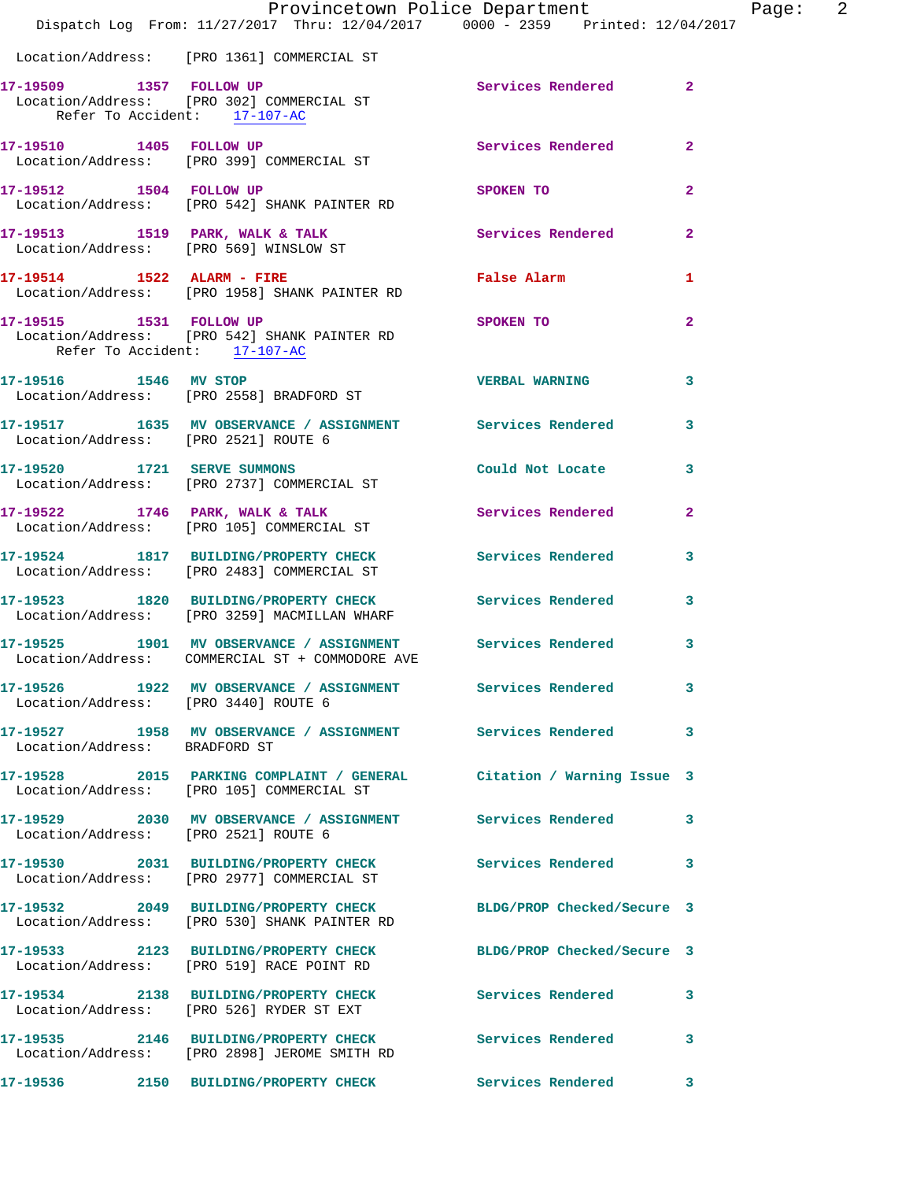Location/Address: [PRO 1361] COMMERCIAL ST

**17-19509 1357 FOLLOW UP** Services Rendered 2
Location/Address: [PRO 302] COMMERCIAL ST
Refer To Accident: 17-107-AC

**17-19510 1405 FOLLOW UP** Services Rendered 2
Location/Address: [PRO 399] COMMERCIAL ST

**17-19512 1504 FOLLOW UP** SPOKEN TO 2
Location/Address: [PRO 542] SHANK PAINTER RD

**17-19513 1519 PARK, WALK & TALK** Services Rendered 2
Location/Address: [PRO 569] WINSLOW ST

**17-19514 1522 ALARM - FIRE** False Alarm 1
Location/Address: [PRO 1958] SHANK PAINTER RD

**17-19515 1531 FOLLOW UP** SPOKEN TO 2
Location/Address: [PRO 542] SHANK PAINTER RD
Refer To Accident: 17-107-AC

**17-19516 1546 MV STOP** VERBAL WARNING 3
Location/Address: [PRO 2558] BRADFORD ST

**17-19517 1635 MV OBSERVANCE / ASSIGNMENT** Services Rendered 3
Location/Address: [PRO 2521] ROUTE 6

**17-19520 1721 SERVE SUMMONS** Could Not Locate 3
Location/Address: [PRO 2737] COMMERCIAL ST

**17-19522 1746 PARK, WALK & TALK** Services Rendered 2
Location/Address: [PRO 105] COMMERCIAL ST

**17-19524 1817 BUILDING/PROPERTY CHECK** Services Rendered 3
Location/Address: [PRO 2483] COMMERCIAL ST

**17-19523 1820 BUILDING/PROPERTY CHECK** Services Rendered 3
Location/Address: [PRO 3259] MACMILLAN WHARF

**17-19525 1901 MV OBSERVANCE / ASSIGNMENT** Services Rendered 3
Location/Address: COMMERCIAL ST + COMMODORE AVE

**17-19526 1922 MV OBSERVANCE / ASSIGNMENT** Services Rendered 3
Location/Address: [PRO 3440] ROUTE 6

**17-19527 1958 MV OBSERVANCE / ASSIGNMENT** Services Rendered 3
Location/Address: BRADFORD ST

**17-19528 2015 PARKING COMPLAINT / GENERAL** Citation / Warning Issue 3
Location/Address: [PRO 105] COMMERCIAL ST

**17-19529 2030 MV OBSERVANCE / ASSIGNMENT** Services Rendered 3
Location/Address: [PRO 2521] ROUTE 6

**17-19530 2031 BUILDING/PROPERTY CHECK** Services Rendered 3
Location/Address: [PRO 2977] COMMERCIAL ST

**17-19532 2049 BUILDING/PROPERTY CHECK** BLDG/PROP Checked/Secure 3
Location/Address: [PRO 530] SHANK PAINTER RD

**17-19533 2123 BUILDING/PROPERTY CHECK** BLDG/PROP Checked/Secure 3
Location/Address: [PRO 519] RACE POINT RD

**17-19534 2138 BUILDING/PROPERTY CHECK** Services Rendered 3
Location/Address: [PRO 526] RYDER ST EXT

**17-19535 2146 BUILDING/PROPERTY CHECK** Services Rendered 3
Location/Address: [PRO 2898] JEROME SMITH RD

**17-19536 2150 BUILDING/PROPERTY CHECK** Services Rendered 3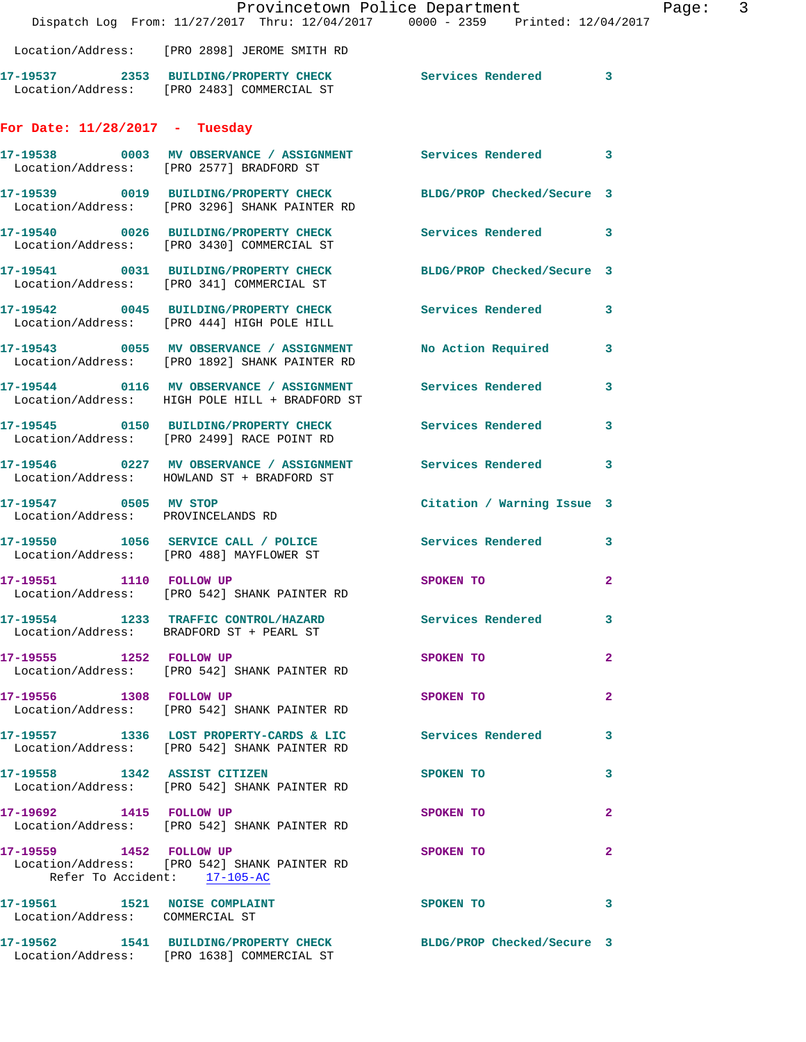Location/Address: [PRO 2898] JEROME SMITH RD

**17-19537 2353 BUILDING/PROPERTY CHECK** Services Rendered 3
Location/Address: [PRO 2483] COMMERCIAL ST

## For Date: 11/28/2017 - Tuesday

**17-19538 0003 MV OBSERVANCE / ASSIGNMENT** Services Rendered 3
Location/Address: [PRO 2577] BRADFORD ST

**17-19539 0019 BUILDING/PROPERTY CHECK** BLDG/PROP Checked/Secure 3
Location/Address: [PRO 3296] SHANK PAINTER RD

**17-19540 0026 BUILDING/PROPERTY CHECK** Services Rendered 3
Location/Address: [PRO 3430] COMMERCIAL ST

**17-19541 0031 BUILDING/PROPERTY CHECK** BLDG/PROP Checked/Secure 3
Location/Address: [PRO 341] COMMERCIAL ST

**17-19542 0045 BUILDING/PROPERTY CHECK** Services Rendered 3
Location/Address: [PRO 444] HIGH POLE HILL

**17-19543 0055 MV OBSERVANCE / ASSIGNMENT** No Action Required 3
Location/Address: [PRO 1892] SHANK PAINTER RD

**17-19544 0116 MV OBSERVANCE / ASSIGNMENT** Services Rendered 3
Location/Address: HIGH POLE HILL + BRADFORD ST

**17-19545 0150 BUILDING/PROPERTY CHECK** Services Rendered 3
Location/Address: [PRO 2499] RACE POINT RD

**17-19546 0227 MV OBSERVANCE / ASSIGNMENT** Services Rendered 3
Location/Address: HOWLAND ST + BRADFORD ST

**17-19547 0505 MV STOP** Citation / Warning Issue 3
Location/Address: PROVINCELANDS RD

**17-19550 1056 SERVICE CALL / POLICE** Services Rendered 3
Location/Address: [PRO 488] MAYFLOWER ST

**17-19551 1110 FOLLOW UP** SPOKEN TO 2
Location/Address: [PRO 542] SHANK PAINTER RD

**17-19554 1233 TRAFFIC CONTROL/HAZARD** Services Rendered 3
Location/Address: BRADFORD ST + PEARL ST

**17-19555 1252 FOLLOW UP** SPOKEN TO 2
Location/Address: [PRO 542] SHANK PAINTER RD

**17-19556 1308 FOLLOW UP** SPOKEN TO 2
Location/Address: [PRO 542] SHANK PAINTER RD

**17-19557 1336 LOST PROPERTY-CARDS & LIC** Services Rendered 3
Location/Address: [PRO 542] SHANK PAINTER RD

**17-19558 1342 ASSIST CITIZEN** SPOKEN TO 3
Location/Address: [PRO 542] SHANK PAINTER RD

**17-19692 1415 FOLLOW UP** SPOKEN TO 2
Location/Address: [PRO 542] SHANK PAINTER RD

**17-19559 1452 FOLLOW UP** SPOKEN TO 2
Location/Address: [PRO 542] SHANK PAINTER RD
Refer To Accident: 17-105-AC

**17-19561 1521 NOISE COMPLAINT** SPOKEN TO 3
Location/Address: COMMERCIAL ST

**17-19562 1541 BUILDING/PROPERTY CHECK** BLDG/PROP Checked/Secure 3
Location/Address: [PRO 1638] COMMERCIAL ST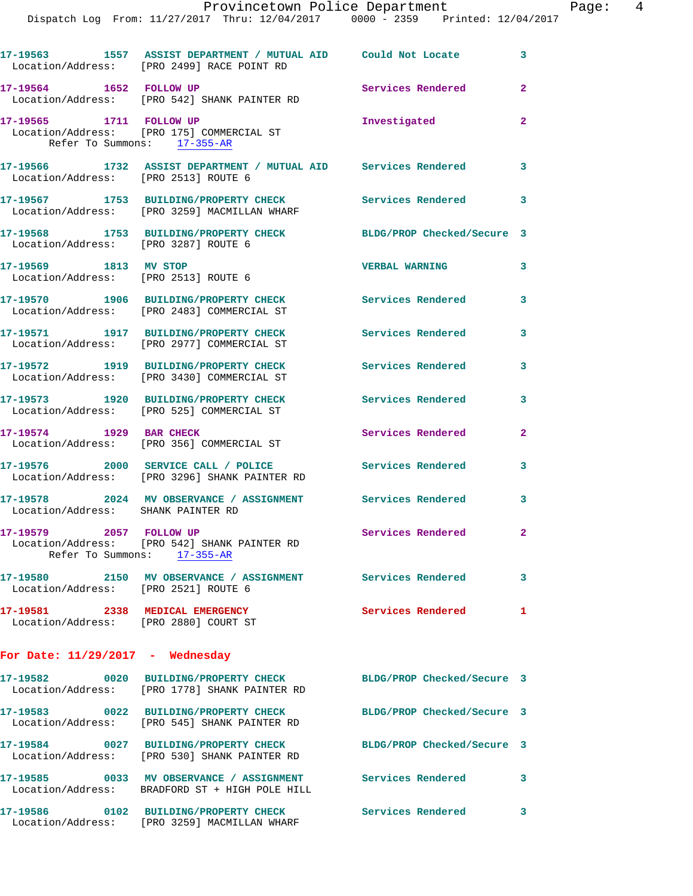17-19563 1557 ASSIST DEPARTMENT / MUTUAL AID Could Not Locate 3
Location/Address: [PRO 2499] RACE POINT RD

17-19564 1652 FOLLOW UP Services Rendered 2
Location/Address: [PRO 542] SHANK PAINTER RD

17-19565 1711 FOLLOW UP Investigated 2
Location/Address: [PRO 175] COMMERCIAL ST
Refer To Summons: 17-355-AR

17-19566 1732 ASSIST DEPARTMENT / MUTUAL AID Services Rendered 3
Location/Address: [PRO 2513] ROUTE 6

17-19567 1753 BUILDING/PROPERTY CHECK Services Rendered 3
Location/Address: [PRO 3259] MACMILLAN WHARF

17-19568 1753 BUILDING/PROPERTY CHECK BLDG/PROP Checked/Secure 3
Location/Address: [PRO 3287] ROUTE 6

17-19569 1813 MV STOP VERBAL WARNING 3
Location/Address: [PRO 2513] ROUTE 6

17-19570 1906 BUILDING/PROPERTY CHECK Services Rendered 3
Location/Address: [PRO 2483] COMMERCIAL ST

17-19571 1917 BUILDING/PROPERTY CHECK Services Rendered 3
Location/Address: [PRO 2977] COMMERCIAL ST

17-19572 1919 BUILDING/PROPERTY CHECK Services Rendered 3
Location/Address: [PRO 3430] COMMERCIAL ST

17-19573 1920 BUILDING/PROPERTY CHECK Services Rendered 3
Location/Address: [PRO 525] COMMERCIAL ST

17-19574 1929 BAR CHECK Services Rendered 2
Location/Address: [PRO 356] COMMERCIAL ST

17-19576 2000 SERVICE CALL / POLICE Services Rendered 3
Location/Address: [PRO 3296] SHANK PAINTER RD

17-19578 2024 MV OBSERVANCE / ASSIGNMENT Services Rendered 3
Location/Address: SHANK PAINTER RD

17-19579 2057 FOLLOW UP Services Rendered 2
Location/Address: [PRO 542] SHANK PAINTER RD
Refer To Summons: 17-355-AR

17-19580 2150 MV OBSERVANCE / ASSIGNMENT Services Rendered 3
Location/Address: [PRO 2521] ROUTE 6

17-19581 2338 MEDICAL EMERGENCY Services Rendered 1
Location/Address: [PRO 2880] COURT ST

## For Date: 11/29/2017 - Wednesday

17-19582 0020 BUILDING/PROPERTY CHECK BLDG/PROP Checked/Secure 3
Location/Address: [PRO 1778] SHANK PAINTER RD

17-19583 0022 BUILDING/PROPERTY CHECK BLDG/PROP Checked/Secure 3
Location/Address: [PRO 545] SHANK PAINTER RD

17-19584 0027 BUILDING/PROPERTY CHECK BLDG/PROP Checked/Secure 3
Location/Address: [PRO 530] SHANK PAINTER RD

17-19585 0033 MV OBSERVANCE / ASSIGNMENT Services Rendered 3
Location/Address: BRADFORD ST + HIGH POLE HILL

17-19586 0102 BUILDING/PROPERTY CHECK Services Rendered 3
Location/Address: [PRO 3259] MACMILLAN WHARF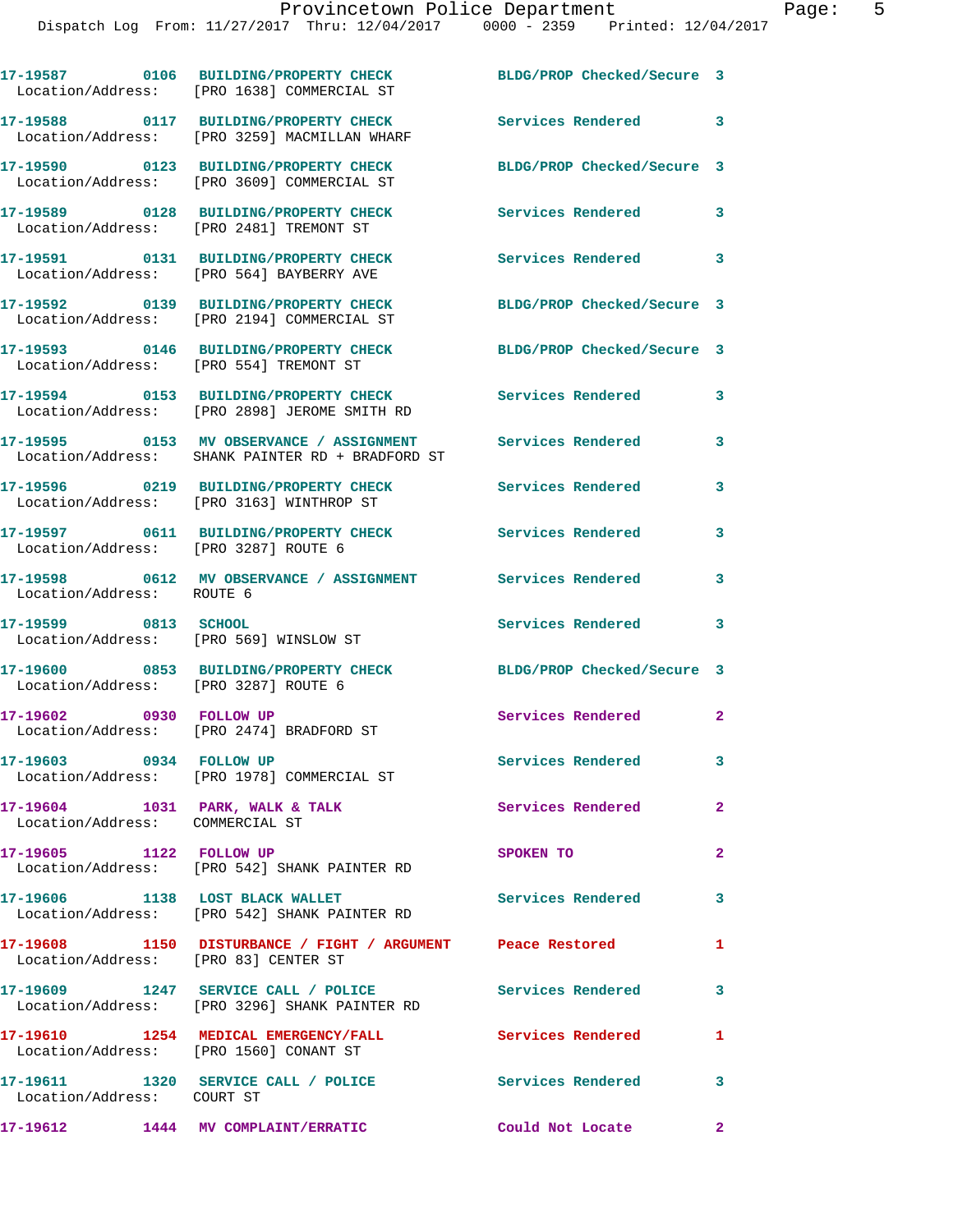17-19587 0106 BUILDING/PROPERTY CHECK BLDG/PROP Checked/Secure 3
Location/Address: [PRO 1638] COMMERCIAL ST

17-19588 0117 BUILDING/PROPERTY CHECK Services Rendered 3
Location/Address: [PRO 3259] MACMILLAN WHARF

17-19590 0123 BUILDING/PROPERTY CHECK BLDG/PROP Checked/Secure 3
Location/Address: [PRO 3609] COMMERCIAL ST

17-19589 0128 BUILDING/PROPERTY CHECK Services Rendered 3
Location/Address: [PRO 2481] TREMONT ST

17-19591 0131 BUILDING/PROPERTY CHECK Services Rendered 3
Location/Address: [PRO 564] BAYBERRY AVE

17-19592 0139 BUILDING/PROPERTY CHECK BLDG/PROP Checked/Secure 3
Location/Address: [PRO 2194] COMMERCIAL ST

17-19593 0146 BUILDING/PROPERTY CHECK BLDG/PROP Checked/Secure 3
Location/Address: [PRO 554] TREMONT ST

17-19594 0153 BUILDING/PROPERTY CHECK Services Rendered 3
Location/Address: [PRO 2898] JEROME SMITH RD

17-19595 0153 MV OBSERVANCE / ASSIGNMENT Services Rendered 3
Location/Address: SHANK PAINTER RD + BRADFORD ST

17-19596 0219 BUILDING/PROPERTY CHECK Services Rendered 3
Location/Address: [PRO 3163] WINTHROP ST

17-19597 0611 BUILDING/PROPERTY CHECK Services Rendered 3
Location/Address: [PRO 3287] ROUTE 6

17-19598 0612 MV OBSERVANCE / ASSIGNMENT Services Rendered 3
Location/Address: ROUTE 6

17-19599 0813 SCHOOL Services Rendered 3
Location/Address: [PRO 569] WINSLOW ST

17-19600 0853 BUILDING/PROPERTY CHECK BLDG/PROP Checked/Secure 3
Location/Address: [PRO 3287] ROUTE 6

17-19602 0930 FOLLOW UP Services Rendered 2
Location/Address: [PRO 2474] BRADFORD ST

17-19603 0934 FOLLOW UP Services Rendered 3
Location/Address: [PRO 1978] COMMERCIAL ST

17-19604 1031 PARK, WALK & TALK Services Rendered 2
Location/Address: COMMERCIAL ST

17-19605 1122 FOLLOW UP SPOKEN TO 2
Location/Address: [PRO 542] SHANK PAINTER RD

17-19606 1138 LOST BLACK WALLET Services Rendered 3
Location/Address: [PRO 542] SHANK PAINTER RD

17-19608 1150 DISTURBANCE / FIGHT / ARGUMENT Peace Restored 1
Location/Address: [PRO 83] CENTER ST

17-19609 1247 SERVICE CALL / POLICE Services Rendered 3
Location/Address: [PRO 3296] SHANK PAINTER RD

17-19610 1254 MEDICAL EMERGENCY/FALL Services Rendered 1
Location/Address: [PRO 1560] CONANT ST

17-19611 1320 SERVICE CALL / POLICE Services Rendered 3
Location/Address: COURT ST

17-19612 1444 MV COMPLAINT/ERRATIC Could Not Locate 2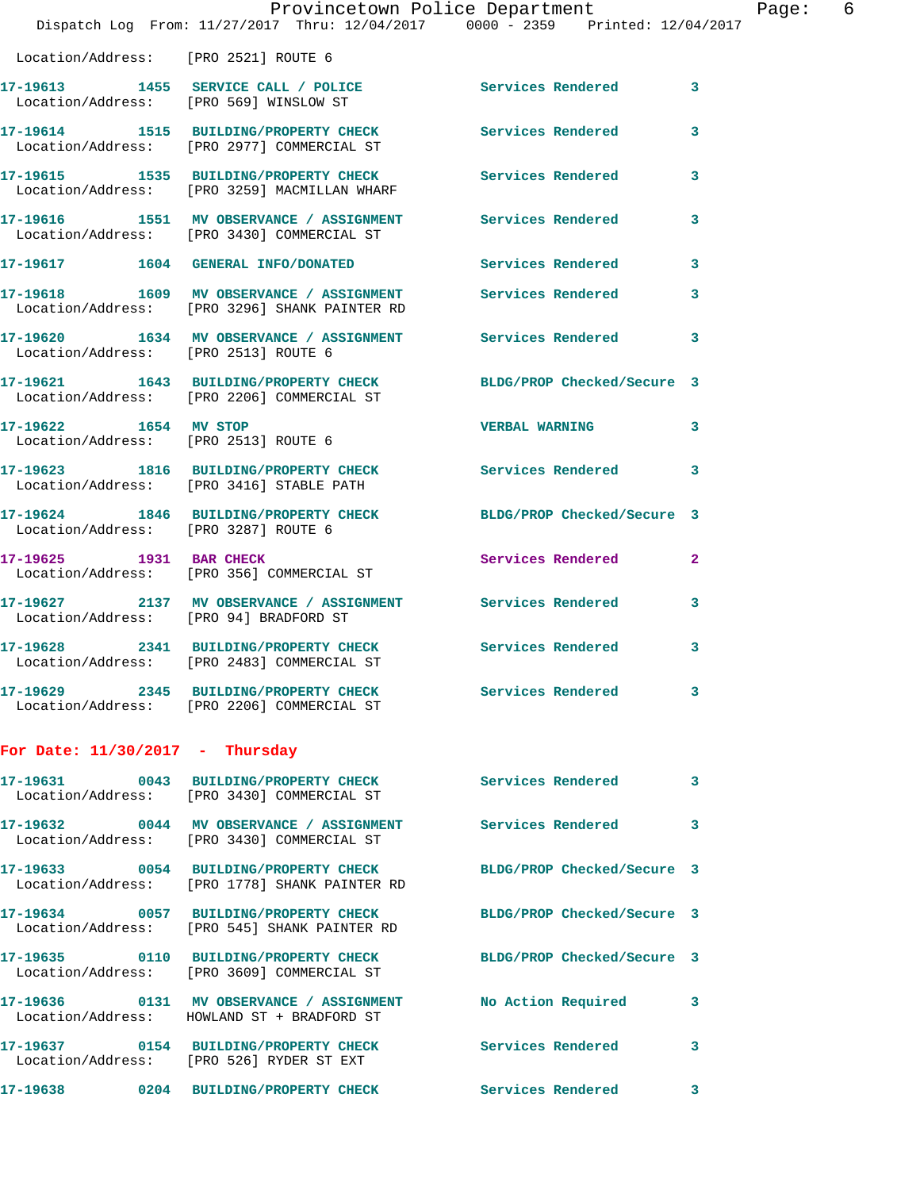Location/Address: [PRO 2521] ROUTE 6

**17-19613 1455 SERVICE CALL / POLICE** Services Rendered 3
Location/Address: [PRO 569] WINSLOW ST

**17-19614 1515 BUILDING/PROPERTY CHECK** Services Rendered 3
Location/Address: [PRO 2977] COMMERCIAL ST

**17-19615 1535 BUILDING/PROPERTY CHECK** Services Rendered 3
Location/Address: [PRO 3259] MACMILLAN WHARF

**17-19616 1551 MV OBSERVANCE / ASSIGNMENT** Services Rendered 3
Location/Address: [PRO 3430] COMMERCIAL ST

**17-19617 1604 GENERAL INFO/DONATED** Services Rendered 3

**17-19618 1609 MV OBSERVANCE / ASSIGNMENT** Services Rendered 3
Location/Address: [PRO 3296] SHANK PAINTER RD

**17-19620 1634 MV OBSERVANCE / ASSIGNMENT** Services Rendered 3
Location/Address: [PRO 2513] ROUTE 6

**17-19621 1643 BUILDING/PROPERTY CHECK** BLDG/PROP Checked/Secure 3
Location/Address: [PRO 2206] COMMERCIAL ST

**17-19622 1654 MV STOP** VERBAL WARNING 3
Location/Address: [PRO 2513] ROUTE 6

**17-19623 1816 BUILDING/PROPERTY CHECK** Services Rendered 3
Location/Address: [PRO 3416] STABLE PATH

**17-19624 1846 BUILDING/PROPERTY CHECK** BLDG/PROP Checked/Secure 3
Location/Address: [PRO 3287] ROUTE 6

**17-19625 1931 BAR CHECK** Services Rendered 2
Location/Address: [PRO 356] COMMERCIAL ST

**17-19627 2137 MV OBSERVANCE / ASSIGNMENT** Services Rendered 3
Location/Address: [PRO 94] BRADFORD ST

**17-19628 2341 BUILDING/PROPERTY CHECK** Services Rendered 3
Location/Address: [PRO 2483] COMMERCIAL ST

**17-19629 2345 BUILDING/PROPERTY CHECK** Services Rendered 3
Location/Address: [PRO 2206] COMMERCIAL ST

## For Date: 11/30/2017 - Thursday

**17-19631 0043 BUILDING/PROPERTY CHECK** Services Rendered 3
Location/Address: [PRO 3430] COMMERCIAL ST

**17-19632 0044 MV OBSERVANCE / ASSIGNMENT** Services Rendered 3
Location/Address: [PRO 3430] COMMERCIAL ST

**17-19633 0054 BUILDING/PROPERTY CHECK** BLDG/PROP Checked/Secure 3
Location/Address: [PRO 1778] SHANK PAINTER RD

**17-19634 0057 BUILDING/PROPERTY CHECK** BLDG/PROP Checked/Secure 3
Location/Address: [PRO 545] SHANK PAINTER RD

**17-19635 0110 BUILDING/PROPERTY CHECK** BLDG/PROP Checked/Secure 3
Location/Address: [PRO 3609] COMMERCIAL ST

**17-19636 0131 MV OBSERVANCE / ASSIGNMENT** No Action Required 3
Location/Address: HOWLAND ST + BRADFORD ST

**17-19637 0154 BUILDING/PROPERTY CHECK** Services Rendered 3
Location/Address: [PRO 526] RYDER ST EXT

**17-19638 0204 BUILDING/PROPERTY CHECK** Services Rendered 3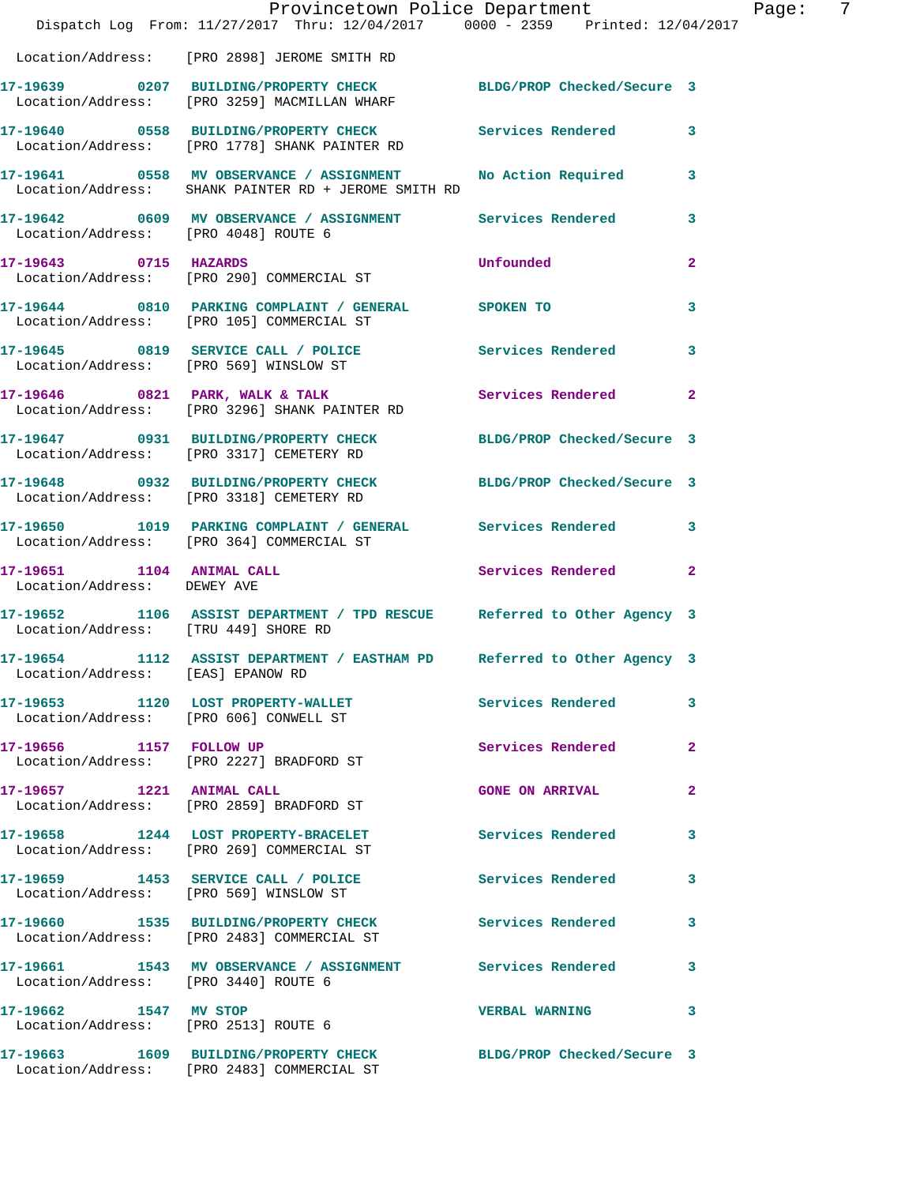Location/Address: [PRO 2898] JEROME SMITH RD

**17-19639** 0207 **BUILDING/PROPERTY CHECK** BLDG/PROP Checked/Secure 3
Location/Address: [PRO 3259] MACMILLAN WHARF

**17-19640** 0558 **BUILDING/PROPERTY CHECK** Services Rendered 3
Location/Address: [PRO 1778] SHANK PAINTER RD

**17-19641** 0558 **MV OBSERVANCE / ASSIGNMENT** No Action Required 3
Location/Address: SHANK PAINTER RD + JEROME SMITH RD

**17-19642** 0609 **MV OBSERVANCE / ASSIGNMENT** Services Rendered 3
Location/Address: [PRO 4048] ROUTE 6

**17-19643** 0715 **HAZARDS** Unfounded 2
Location/Address: [PRO 290] COMMERCIAL ST

**17-19644** 0810 **PARKING COMPLAINT / GENERAL** SPOKEN TO 3
Location/Address: [PRO 105] COMMERCIAL ST

**17-19645** 0819 **SERVICE CALL / POLICE** Services Rendered 3
Location/Address: [PRO 569] WINSLOW ST

**17-19646** 0821 **PARK, WALK & TALK** Services Rendered 2
Location/Address: [PRO 3296] SHANK PAINTER RD

**17-19647** 0931 **BUILDING/PROPERTY CHECK** BLDG/PROP Checked/Secure 3
Location/Address: [PRO 3317] CEMETERY RD

**17-19648** 0932 **BUILDING/PROPERTY CHECK** BLDG/PROP Checked/Secure 3
Location/Address: [PRO 3318] CEMETERY RD

**17-19650** 1019 **PARKING COMPLAINT / GENERAL** Services Rendered 3
Location/Address: [PRO 364] COMMERCIAL ST

**17-19651** 1104 **ANIMAL CALL** Services Rendered 2
Location/Address: DEWEY AVE

**17-19652** 1106 **ASSIST DEPARTMENT / TPD RESCUE** Referred to Other Agency 3
Location/Address: [TRU 449] SHORE RD

**17-19654** 1112 **ASSIST DEPARTMENT / EASTHAM PD** Referred to Other Agency 3
Location/Address: [EAS] EPANOW RD

**17-19653** 1120 **LOST PROPERTY-WALLET** Services Rendered 3
Location/Address: [PRO 606] CONWELL ST

**17-19656** 1157 **FOLLOW UP** Services Rendered 2
Location/Address: [PRO 2227] BRADFORD ST

**17-19657** 1221 **ANIMAL CALL** GONE ON ARRIVAL 2
Location/Address: [PRO 2859] BRADFORD ST

**17-19658** 1244 **LOST PROPERTY-BRACELET** Services Rendered 3
Location/Address: [PRO 269] COMMERCIAL ST

**17-19659** 1453 **SERVICE CALL / POLICE** Services Rendered 3
Location/Address: [PRO 569] WINSLOW ST

**17-19660** 1535 **BUILDING/PROPERTY CHECK** Services Rendered 3
Location/Address: [PRO 2483] COMMERCIAL ST

**17-19661** 1543 **MV OBSERVANCE / ASSIGNMENT** Services Rendered 3
Location/Address: [PRO 3440] ROUTE 6

**17-19662** 1547 **MV STOP** VERBAL WARNING 3
Location/Address: [PRO 2513] ROUTE 6

**17-19663** 1609 **BUILDING/PROPERTY CHECK** BLDG/PROP Checked/Secure 3
Location/Address: [PRO 2483] COMMERCIAL ST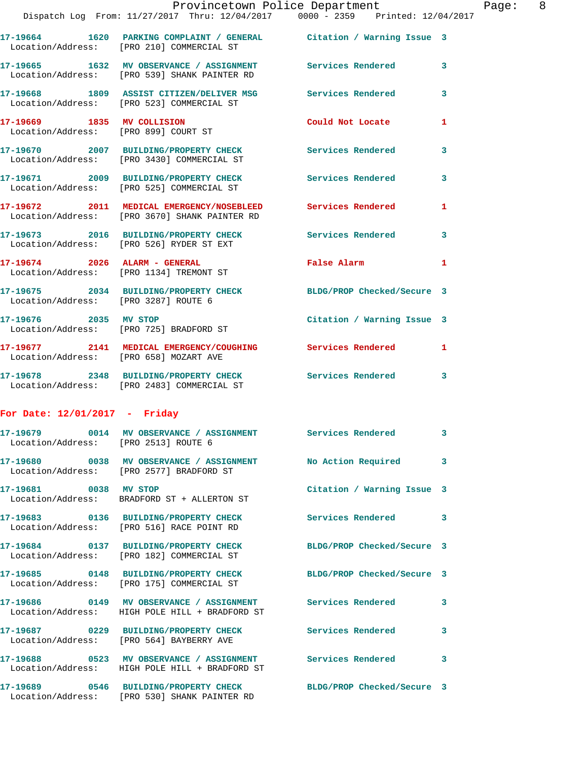17-19664 1620 PARKING COMPLAINT / GENERAL Citation / Warning Issue 3
Location/Address: [PRO 210] COMMERCIAL ST

17-19665 1632 MV OBSERVANCE / ASSIGNMENT Services Rendered 3
Location/Address: [PRO 539] SHANK PAINTER RD

17-19668 1809 ASSIST CITIZEN/DELIVER MSG Services Rendered 3
Location/Address: [PRO 523] COMMERCIAL ST

17-19669 1835 MV COLLISION Could Not Locate 1
Location/Address: [PRO 899] COURT ST

17-19670 2007 BUILDING/PROPERTY CHECK Services Rendered 3
Location/Address: [PRO 3430] COMMERCIAL ST

17-19671 2009 BUILDING/PROPERTY CHECK Services Rendered 3
Location/Address: [PRO 525] COMMERCIAL ST

17-19672 2011 MEDICAL EMERGENCY/NOSEBLEED Services Rendered 1
Location/Address: [PRO 3670] SHANK PAINTER RD

17-19673 2016 BUILDING/PROPERTY CHECK Services Rendered 3
Location/Address: [PRO 526] RYDER ST EXT

17-19674 2026 ALARM - GENERAL False Alarm 1
Location/Address: [PRO 1134] TREMONT ST

17-19675 2034 BUILDING/PROPERTY CHECK BLDG/PROP Checked/Secure 3
Location/Address: [PRO 3287] ROUTE 6

17-19676 2035 MV STOP Citation / Warning Issue 3
Location/Address: [PRO 725] BRADFORD ST

17-19677 2141 MEDICAL EMERGENCY/COUGHING Services Rendered 1
Location/Address: [PRO 658] MOZART AVE

17-19678 2348 BUILDING/PROPERTY CHECK Services Rendered 3
Location/Address: [PRO 2483] COMMERCIAL ST

## For Date: 12/01/2017 - Friday

17-19679 0014 MV OBSERVANCE / ASSIGNMENT Services Rendered 3
Location/Address: [PRO 2513] ROUTE 6

17-19680 0038 MV OBSERVANCE / ASSIGNMENT No Action Required 3
Location/Address: [PRO 2577] BRADFORD ST

17-19681 0038 MV STOP Citation / Warning Issue 3
Location/Address: BRADFORD ST + ALLERTON ST

17-19683 0136 BUILDING/PROPERTY CHECK Services Rendered 3
Location/Address: [PRO 516] RACE POINT RD

17-19684 0137 BUILDING/PROPERTY CHECK BLDG/PROP Checked/Secure 3
Location/Address: [PRO 182] COMMERCIAL ST

17-19685 0148 BUILDING/PROPERTY CHECK BLDG/PROP Checked/Secure 3
Location/Address: [PRO 175] COMMERCIAL ST

17-19686 0149 MV OBSERVANCE / ASSIGNMENT Services Rendered 3
Location/Address: HIGH POLE HILL + BRADFORD ST

17-19687 0229 BUILDING/PROPERTY CHECK Services Rendered 3
Location/Address: [PRO 564] BAYBERRY AVE

17-19688 0523 MV OBSERVANCE / ASSIGNMENT Services Rendered 3
Location/Address: HIGH POLE HILL + BRADFORD ST

17-19689 0546 BUILDING/PROPERTY CHECK BLDG/PROP Checked/Secure 3
Location/Address: [PRO 530] SHANK PAINTER RD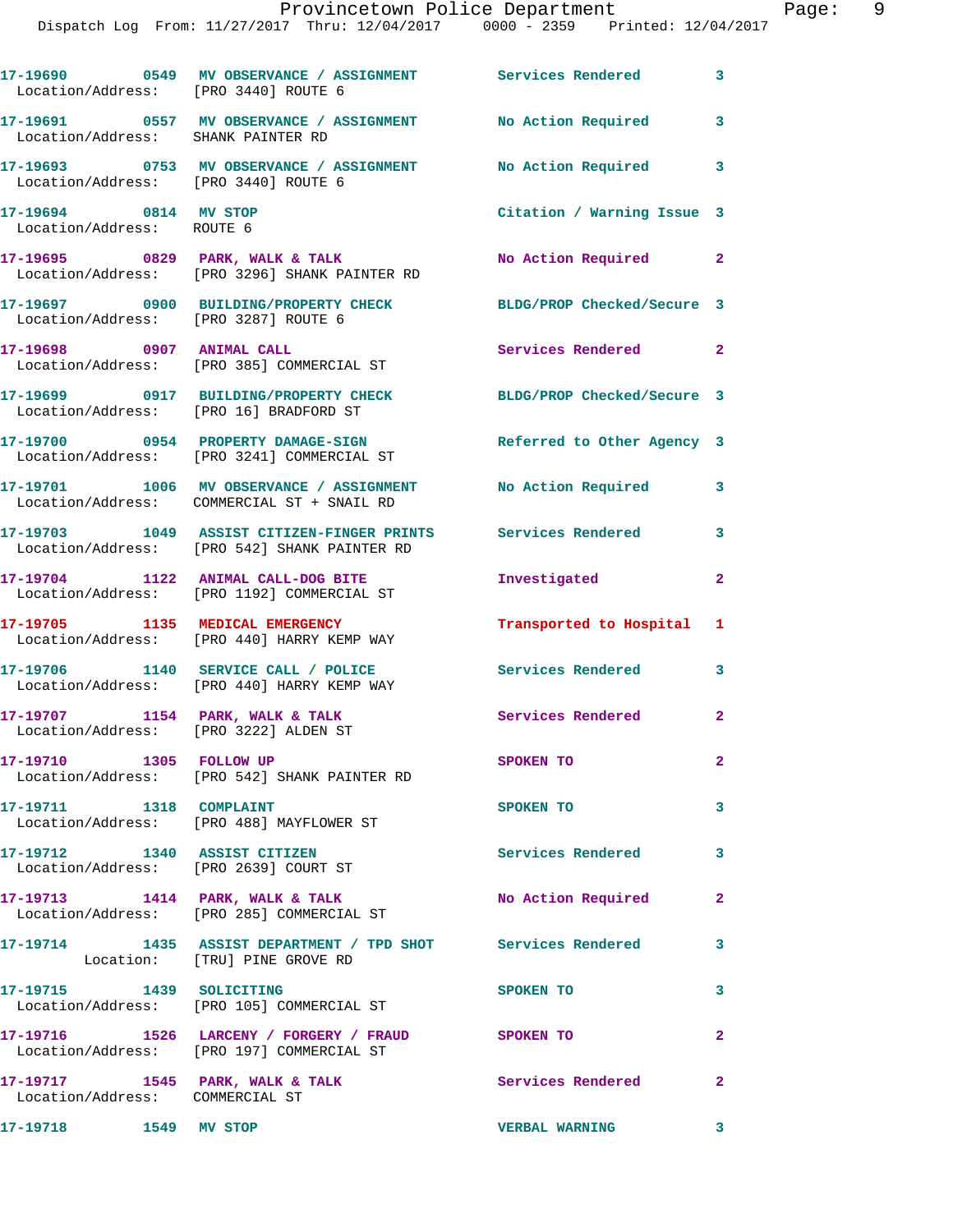17-19690 0549 MV OBSERVANCE / ASSIGNMENT Services Rendered 3
Location/Address: [PRO 3440] ROUTE 6

17-19691 0557 MV OBSERVANCE / ASSIGNMENT No Action Required 3
Location/Address: SHANK PAINTER RD

17-19693 0753 MV OBSERVANCE / ASSIGNMENT No Action Required 3
Location/Address: [PRO 3440] ROUTE 6

17-19694 0814 MV STOP Citation / Warning Issue 3
Location/Address: ROUTE 6

17-19695 0829 PARK, WALK & TALK No Action Required 2
Location/Address: [PRO 3296] SHANK PAINTER RD

17-19697 0900 BUILDING/PROPERTY CHECK BLDG/PROP Checked/Secure 3
Location/Address: [PRO 3287] ROUTE 6

17-19698 0907 ANIMAL CALL Services Rendered 2
Location/Address: [PRO 385] COMMERCIAL ST

17-19699 0917 BUILDING/PROPERTY CHECK BLDG/PROP Checked/Secure 3
Location/Address: [PRO 16] BRADFORD ST

17-19700 0954 PROPERTY DAMAGE-SIGN Referred to Other Agency 3
Location/Address: [PRO 3241] COMMERCIAL ST

17-19701 1006 MV OBSERVANCE / ASSIGNMENT No Action Required 3
Location/Address: COMMERCIAL ST + SNAIL RD

17-19703 1049 ASSIST CITIZEN-FINGER PRINTS Services Rendered 3
Location/Address: [PRO 542] SHANK PAINTER RD

17-19704 1122 ANIMAL CALL-DOG BITE Investigated 2
Location/Address: [PRO 1192] COMMERCIAL ST

17-19705 1135 MEDICAL EMERGENCY Transported to Hospital 1
Location/Address: [PRO 440] HARRY KEMP WAY

17-19706 1140 SERVICE CALL / POLICE Services Rendered 3
Location/Address: [PRO 440] HARRY KEMP WAY

17-19707 1154 PARK, WALK & TALK Services Rendered 2
Location/Address: [PRO 3222] ALDEN ST

17-19710 1305 FOLLOW UP SPOKEN TO 2
Location/Address: [PRO 542] SHANK PAINTER RD

17-19711 1318 COMPLAINT SPOKEN TO 3
Location/Address: [PRO 488] MAYFLOWER ST

17-19712 1340 ASSIST CITIZEN Services Rendered 3
Location/Address: [PRO 2639] COURT ST

17-19713 1414 PARK, WALK & TALK No Action Required 2
Location/Address: [PRO 285] COMMERCIAL ST

17-19714 1435 ASSIST DEPARTMENT / TPD SHOT Services Rendered 3
Location: [TRU] PINE GROVE RD

17-19715 1439 SOLICITING SPOKEN TO 3
Location/Address: [PRO 105] COMMERCIAL ST

17-19716 1526 LARCENY / FORGERY / FRAUD SPOKEN TO 2
Location/Address: [PRO 197] COMMERCIAL ST

17-19717 1545 PARK, WALK & TALK Services Rendered 2
Location/Address: COMMERCIAL ST

17-19718 1549 MV STOP VERBAL WARNING 3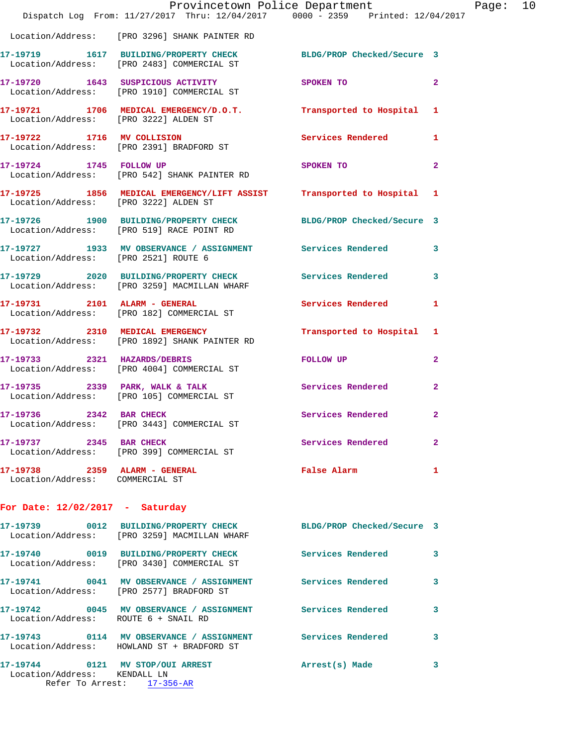Location/Address: [PRO 3296] SHANK PAINTER RD

17-19719 1617 BUILDING/PROPERTY CHECK BLDG/PROP Checked/Secure 3
Location/Address: [PRO 2483] COMMERCIAL ST

17-19720 1643 SUSPICIOUS ACTIVITY SPOKEN TO 2
Location/Address: [PRO 1910] COMMERCIAL ST

17-19721 1706 MEDICAL EMERGENCY/D.O.T. Transported to Hospital 1
Location/Address: [PRO 3222] ALDEN ST

17-19722 1716 MV COLLISION Services Rendered 1
Location/Address: [PRO 2391] BRADFORD ST

17-19724 1745 FOLLOW UP SPOKEN TO 2
Location/Address: [PRO 542] SHANK PAINTER RD

17-19725 1856 MEDICAL EMERGENCY/LIFT ASSIST Transported to Hospital 1
Location/Address: [PRO 3222] ALDEN ST

17-19726 1900 BUILDING/PROPERTY CHECK BLDG/PROP Checked/Secure 3
Location/Address: [PRO 519] RACE POINT RD

17-19727 1933 MV OBSERVANCE / ASSIGNMENT Services Rendered 3
Location/Address: [PRO 2521] ROUTE 6

17-19729 2020 BUILDING/PROPERTY CHECK Services Rendered 3
Location/Address: [PRO 3259] MACMILLAN WHARF

17-19731 2101 ALARM - GENERAL Services Rendered 1
Location/Address: [PRO 182] COMMERCIAL ST

17-19732 2310 MEDICAL EMERGENCY Transported to Hospital 1
Location/Address: [PRO 1892] SHANK PAINTER RD

17-19733 2321 HAZARDS/DEBRIS FOLLOW UP 2
Location/Address: [PRO 4004] COMMERCIAL ST

17-19735 2339 PARK, WALK & TALK Services Rendered 2
Location/Address: [PRO 105] COMMERCIAL ST

17-19736 2342 BAR CHECK Services Rendered 2
Location/Address: [PRO 3443] COMMERCIAL ST

17-19737 2345 BAR CHECK Services Rendered 2
Location/Address: [PRO 399] COMMERCIAL ST

17-19738 2359 ALARM - GENERAL False Alarm 1
Location/Address: COMMERCIAL ST

**For Date: 12/02/2017 - Saturday**

17-19739 0012 BUILDING/PROPERTY CHECK BLDG/PROP Checked/Secure 3
Location/Address: [PRO 3259] MACMILLAN WHARF

17-19740 0019 BUILDING/PROPERTY CHECK Services Rendered 3
Location/Address: [PRO 3430] COMMERCIAL ST

17-19741 0041 MV OBSERVANCE / ASSIGNMENT Services Rendered 3
Location/Address: [PRO 2577] BRADFORD ST

17-19742 0045 MV OBSERVANCE / ASSIGNMENT Services Rendered 3
Location/Address: ROUTE 6 + SNAIL RD

17-19743 0114 MV OBSERVANCE / ASSIGNMENT Services Rendered 3
Location/Address: HOWLAND ST + BRADFORD ST

17-19744 0121 MV STOP/OUI ARREST Arrest(s) Made 3
Location/Address: KENDALL LN
Refer To Arrest: 17-356-AR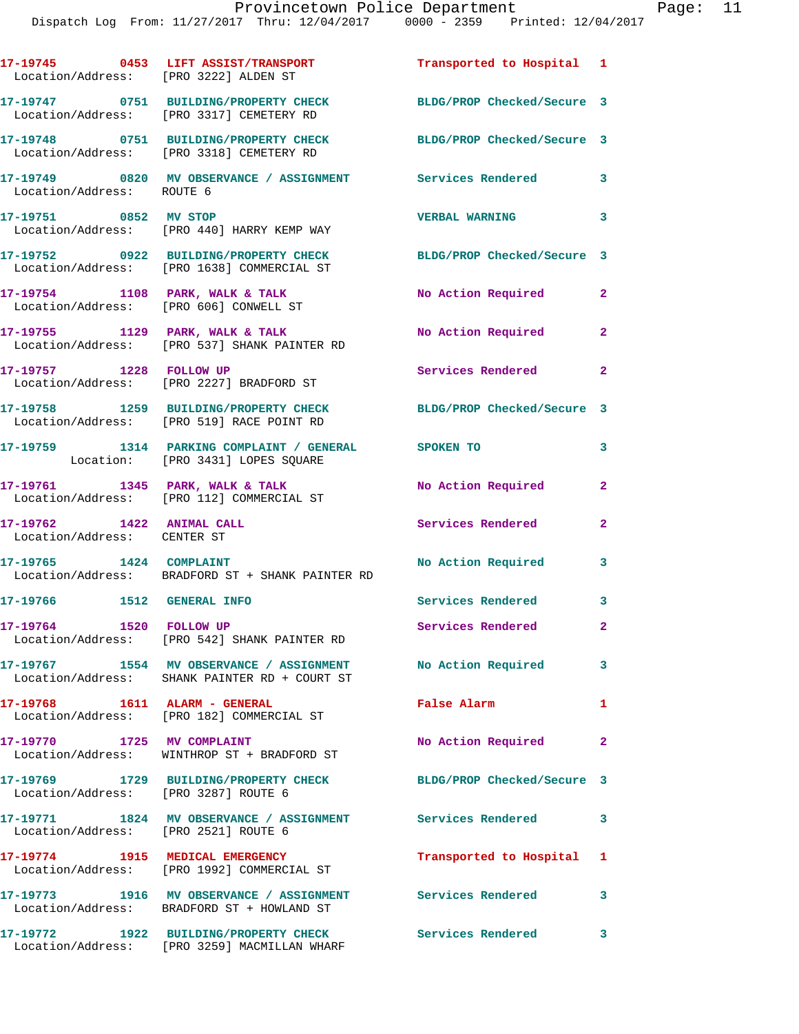17-19745 0453 **LIFT ASSIST/TRANSPORT** Transported to Hospital 1
Location/Address: [PRO 3222] ALDEN ST

17-19747 0751 **BUILDING/PROPERTY CHECK** BLDG/PROP Checked/Secure 3
Location/Address: [PRO 3317] CEMETERY RD

17-19748 0751 **BUILDING/PROPERTY CHECK** BLDG/PROP Checked/Secure 3
Location/Address: [PRO 3318] CEMETERY RD

17-19749 0820 **MV OBSERVANCE / ASSIGNMENT** Services Rendered 3
Location/Address: ROUTE 6

17-19751 0852 **MV STOP** VERBAL WARNING 3
Location/Address: [PRO 440] HARRY KEMP WAY

17-19752 0922 **BUILDING/PROPERTY CHECK** BLDG/PROP Checked/Secure 3
Location/Address: [PRO 1638] COMMERCIAL ST

17-19754 1108 **PARK, WALK & TALK** No Action Required 2
Location/Address: [PRO 606] CONWELL ST

17-19755 1129 **PARK, WALK & TALK** No Action Required 2
Location/Address: [PRO 537] SHANK PAINTER RD

17-19757 1228 **FOLLOW UP** Services Rendered 2
Location/Address: [PRO 2227] BRADFORD ST

17-19758 1259 **BUILDING/PROPERTY CHECK** BLDG/PROP Checked/Secure 3
Location/Address: [PRO 519] RACE POINT RD

17-19759 1314 **PARKING COMPLAINT / GENERAL** SPOKEN TO 3
Location: [PRO 3431] LOPES SQUARE

17-19761 1345 **PARK, WALK & TALK** No Action Required 2
Location/Address: [PRO 112] COMMERCIAL ST

17-19762 1422 **ANIMAL CALL** Services Rendered 2
Location/Address: CENTER ST

17-19765 1424 **COMPLAINT** No Action Required 3
Location/Address: BRADFORD ST + SHANK PAINTER RD

17-19766 1512 **GENERAL INFO** Services Rendered 3

17-19764 1520 **FOLLOW UP** Services Rendered 2
Location/Address: [PRO 542] SHANK PAINTER RD

17-19767 1554 **MV OBSERVANCE / ASSIGNMENT** No Action Required 3
Location/Address: SHANK PAINTER RD + COURT ST

17-19768 1611 **ALARM - GENERAL** False Alarm 1
Location/Address: [PRO 182] COMMERCIAL ST

17-19770 1725 **MV COMPLAINT** No Action Required 2
Location/Address: WINTHROP ST + BRADFORD ST

17-19769 1729 **BUILDING/PROPERTY CHECK** BLDG/PROP Checked/Secure 3
Location/Address: [PRO 3287] ROUTE 6

17-19771 1824 **MV OBSERVANCE / ASSIGNMENT** Services Rendered 3
Location/Address: [PRO 2521] ROUTE 6

17-19774 1915 **MEDICAL EMERGENCY** Transported to Hospital 1
Location/Address: [PRO 1992] COMMERCIAL ST

17-19773 1916 **MV OBSERVANCE / ASSIGNMENT** Services Rendered 3
Location/Address: BRADFORD ST + HOWLAND ST

17-19772 1922 **BUILDING/PROPERTY CHECK** Services Rendered 3
Location/Address: [PRO 3259] MACMILLAN WHARF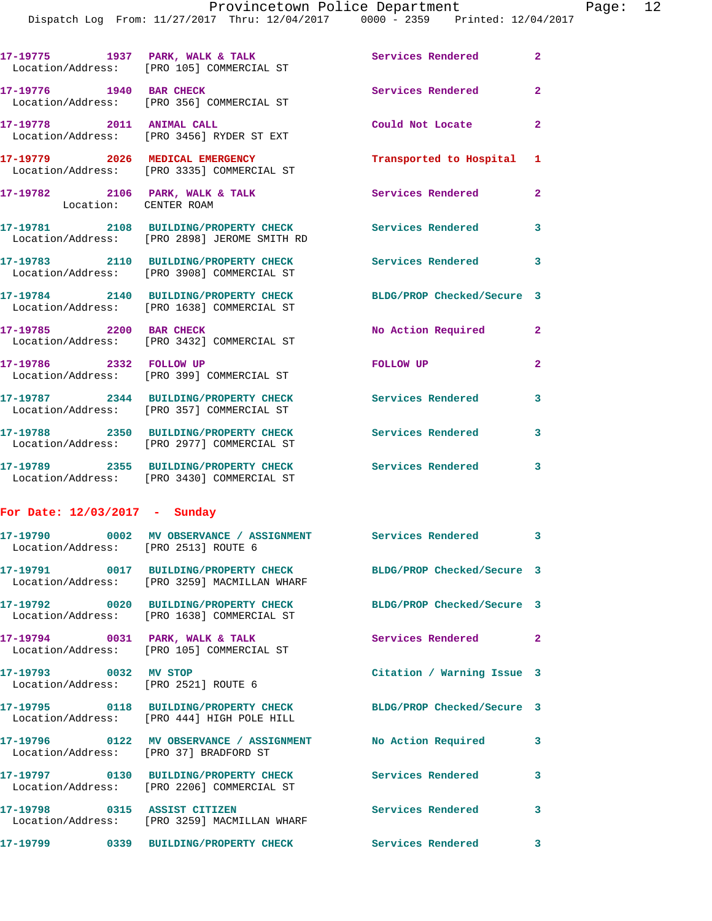17-19775 1937 PARK, WALK & TALK Services Rendered 2
Location/Address: [PRO 105] COMMERCIAL ST

17-19776 1940 BAR CHECK Services Rendered 2
Location/Address: [PRO 356] COMMERCIAL ST

17-19778 2011 ANIMAL CALL Could Not Locate 2
Location/Address: [PRO 3456] RYDER ST EXT

17-19779 2026 MEDICAL EMERGENCY Transported to Hospital 1
Location/Address: [PRO 3335] COMMERCIAL ST

17-19782 2106 PARK, WALK & TALK Services Rendered 2
Location: CENTER ROAM

17-19781 2108 BUILDING/PROPERTY CHECK Services Rendered 3
Location/Address: [PRO 2898] JEROME SMITH RD

17-19783 2110 BUILDING/PROPERTY CHECK Services Rendered 3
Location/Address: [PRO 3908] COMMERCIAL ST

17-19784 2140 BUILDING/PROPERTY CHECK BLDG/PROP Checked/Secure 3
Location/Address: [PRO 1638] COMMERCIAL ST

17-19785 2200 BAR CHECK No Action Required 2
Location/Address: [PRO 3432] COMMERCIAL ST

17-19786 2332 FOLLOW UP FOLLOW UP 2
Location/Address: [PRO 399] COMMERCIAL ST

17-19787 2344 BUILDING/PROPERTY CHECK Services Rendered 3
Location/Address: [PRO 357] COMMERCIAL ST

17-19788 2350 BUILDING/PROPERTY CHECK Services Rendered 3
Location/Address: [PRO 2977] COMMERCIAL ST

17-19789 2355 BUILDING/PROPERTY CHECK Services Rendered 3
Location/Address: [PRO 3430] COMMERCIAL ST

**For Date: 12/03/2017 - Sunday**

17-19790 0002 MV OBSERVANCE / ASSIGNMENT Services Rendered 3
Location/Address: [PRO 2513] ROUTE 6

17-19791 0017 BUILDING/PROPERTY CHECK BLDG/PROP Checked/Secure 3
Location/Address: [PRO 3259] MACMILLAN WHARF

17-19792 0020 BUILDING/PROPERTY CHECK BLDG/PROP Checked/Secure 3
Location/Address: [PRO 1638] COMMERCIAL ST

17-19794 0031 PARK, WALK & TALK Services Rendered 2
Location/Address: [PRO 105] COMMERCIAL ST

17-19793 0032 MV STOP Citation / Warning Issue 3
Location/Address: [PRO 2521] ROUTE 6

17-19795 0118 BUILDING/PROPERTY CHECK BLDG/PROP Checked/Secure 3
Location/Address: [PRO 444] HIGH POLE HILL

17-19796 0122 MV OBSERVANCE / ASSIGNMENT No Action Required 3
Location/Address: [PRO 37] BRADFORD ST

17-19797 0130 BUILDING/PROPERTY CHECK Services Rendered 3
Location/Address: [PRO 2206] COMMERCIAL ST

17-19798 0315 ASSIST CITIZEN Services Rendered 3
Location/Address: [PRO 3259] MACMILLAN WHARF

17-19799 0339 BUILDING/PROPERTY CHECK Services Rendered 3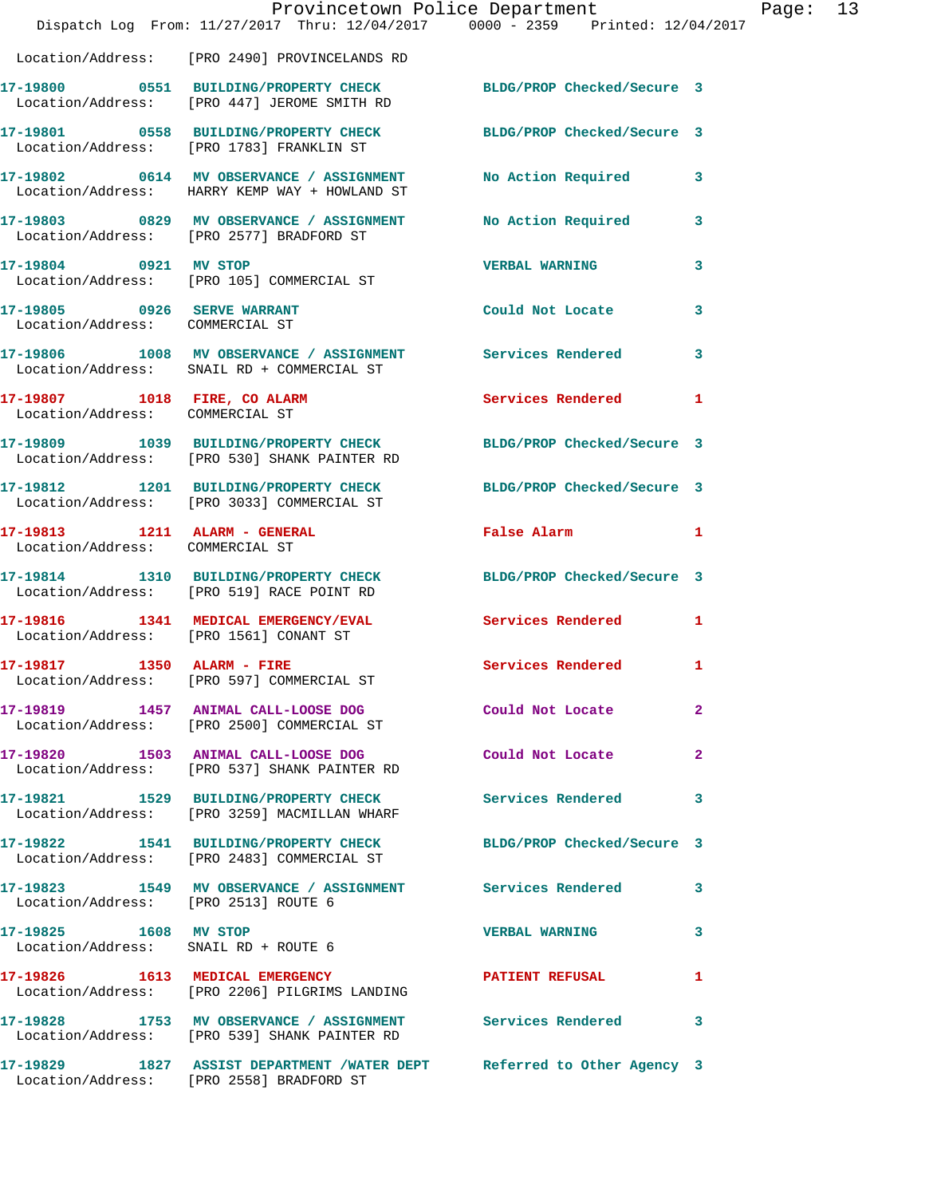Location/Address: [PRO 2490] PROVINCELANDS RD

| Call Number | Time | Call Type | Action | Priority |
|---|---|---|---|---|
| 17-19800 | 0551 | BUILDING/PROPERTY CHECK | BLDG/PROP Checked/Secure | 3 |
| | | Location/Address: [PRO 447] JEROME SMITH RD | | |
| 17-19801 | 0558 | BUILDING/PROPERTY CHECK | BLDG/PROP Checked/Secure | 3 |
| | | Location/Address: [PRO 1783] FRANKLIN ST | | |
| 17-19802 | 0614 | MV OBSERVANCE / ASSIGNMENT | No Action Required | 3 |
| | | Location/Address: HARRY KEMP WAY + HOWLAND ST | | |
| 17-19803 | 0829 | MV OBSERVANCE / ASSIGNMENT | No Action Required | 3 |
| | | Location/Address: [PRO 2577] BRADFORD ST | | |
| 17-19804 | 0921 | MV STOP | VERBAL WARNING | 3 |
| | | Location/Address: [PRO 105] COMMERCIAL ST | | |
| 17-19805 | 0926 | SERVE WARRANT | Could Not Locate | 3 |
| | | Location/Address: COMMERCIAL ST | | |
| 17-19806 | 1008 | MV OBSERVANCE / ASSIGNMENT | Services Rendered | 3 |
| | | Location/Address: SNAIL RD + COMMERCIAL ST | | |
| 17-19807 | 1018 | FIRE, CO ALARM | Services Rendered | 1 |
| | | Location/Address: COMMERCIAL ST | | |
| 17-19809 | 1039 | BUILDING/PROPERTY CHECK | BLDG/PROP Checked/Secure | 3 |
| | | Location/Address: [PRO 530] SHANK PAINTER RD | | |
| 17-19812 | 1201 | BUILDING/PROPERTY CHECK | BLDG/PROP Checked/Secure | 3 |
| | | Location/Address: [PRO 3033] COMMERCIAL ST | | |
| 17-19813 | 1211 | ALARM - GENERAL | False Alarm | 1 |
| | | Location/Address: COMMERCIAL ST | | |
| 17-19814 | 1310 | BUILDING/PROPERTY CHECK | BLDG/PROP Checked/Secure | 3 |
| | | Location/Address: [PRO 519] RACE POINT RD | | |
| 17-19816 | 1341 | MEDICAL EMERGENCY/EVAL | Services Rendered | 1 |
| | | Location/Address: [PRO 1561] CONANT ST | | |
| 17-19817 | 1350 | ALARM - FIRE | Services Rendered | 1 |
| | | Location/Address: [PRO 597] COMMERCIAL ST | | |
| 17-19819 | 1457 | ANIMAL CALL-LOOSE DOG | Could Not Locate | 2 |
| | | Location/Address: [PRO 2500] COMMERCIAL ST | | |
| 17-19820 | 1503 | ANIMAL CALL-LOOSE DOG | Could Not Locate | 2 |
| | | Location/Address: [PRO 537] SHANK PAINTER RD | | |
| 17-19821 | 1529 | BUILDING/PROPERTY CHECK | Services Rendered | 3 |
| | | Location/Address: [PRO 3259] MACMILLAN WHARF | | |
| 17-19822 | 1541 | BUILDING/PROPERTY CHECK | BLDG/PROP Checked/Secure | 3 |
| | | Location/Address: [PRO 2483] COMMERCIAL ST | | |
| 17-19823 | 1549 | MV OBSERVANCE / ASSIGNMENT | Services Rendered | 3 |
| | | Location/Address: [PRO 2513] ROUTE 6 | | |
| 17-19825 | 1608 | MV STOP | VERBAL WARNING | 3 |
| | | Location/Address: SNAIL RD + ROUTE 6 | | |
| 17-19826 | 1613 | MEDICAL EMERGENCY | PATIENT REFUSAL | 1 |
| | | Location/Address: [PRO 2206] PILGRIMS LANDING | | |
| 17-19828 | 1753 | MV OBSERVANCE / ASSIGNMENT | Services Rendered | 3 |
| | | Location/Address: [PRO 539] SHANK PAINTER RD | | |
| 17-19829 | 1827 | ASSIST DEPARTMENT /WATER DEPT | Referred to Other Agency | 3 |
| | | Location/Address: [PRO 2558] BRADFORD ST | | |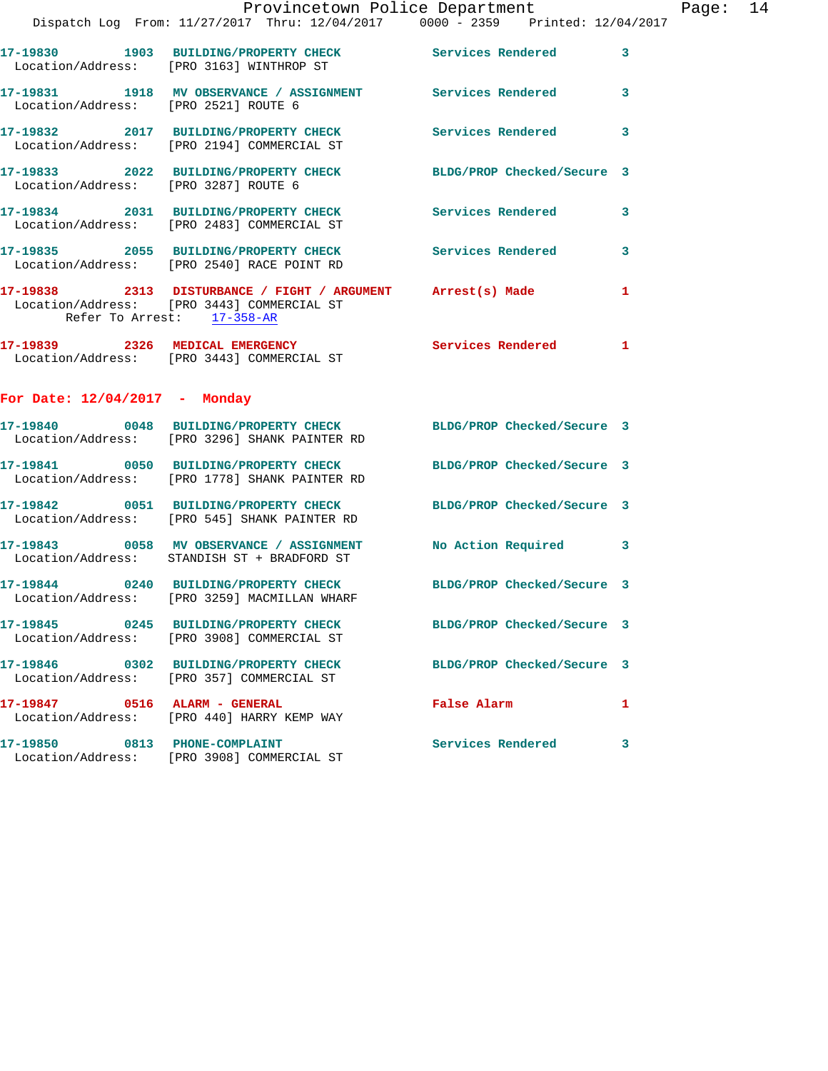17-19830 1903 BUILDING/PROPERTY CHECK Services Rendered 3
Location/Address: [PRO 3163] WINTHROP ST

17-19831 1918 MV OBSERVANCE / ASSIGNMENT Services Rendered 3
Location/Address: [PRO 2521] ROUTE 6

17-19832 2017 BUILDING/PROPERTY CHECK Services Rendered 3
Location/Address: [PRO 2194] COMMERCIAL ST

17-19833 2022 BUILDING/PROPERTY CHECK BLDG/PROP Checked/Secure 3
Location/Address: [PRO 3287] ROUTE 6

17-19834 2031 BUILDING/PROPERTY CHECK Services Rendered 3
Location/Address: [PRO 2483] COMMERCIAL ST

17-19835 2055 BUILDING/PROPERTY CHECK Services Rendered 3
Location/Address: [PRO 2540] RACE POINT RD

17-19838 2313 DISTURBANCE / FIGHT / ARGUMENT Arrest(s) Made 1
Location/Address: [PRO 3443] COMMERCIAL ST
Refer To Arrest: 17-358-AR

17-19839 2326 MEDICAL EMERGENCY Services Rendered 1
Location/Address: [PRO 3443] COMMERCIAL ST

## For Date: 12/04/2017 - Monday

17-19840 0048 BUILDING/PROPERTY CHECK BLDG/PROP Checked/Secure 3
Location/Address: [PRO 3296] SHANK PAINTER RD

17-19841 0050 BUILDING/PROPERTY CHECK BLDG/PROP Checked/Secure 3
Location/Address: [PRO 1778] SHANK PAINTER RD

17-19842 0051 BUILDING/PROPERTY CHECK BLDG/PROP Checked/Secure 3
Location/Address: [PRO 545] SHANK PAINTER RD

17-19843 0058 MV OBSERVANCE / ASSIGNMENT No Action Required 3
Location/Address: STANDISH ST + BRADFORD ST

17-19844 0240 BUILDING/PROPERTY CHECK BLDG/PROP Checked/Secure 3
Location/Address: [PRO 3259] MACMILLAN WHARF

17-19845 0245 BUILDING/PROPERTY CHECK BLDG/PROP Checked/Secure 3
Location/Address: [PRO 3908] COMMERCIAL ST

17-19846 0302 BUILDING/PROPERTY CHECK BLDG/PROP Checked/Secure 3
Location/Address: [PRO 357] COMMERCIAL ST

17-19847 0516 ALARM - GENERAL False Alarm 1
Location/Address: [PRO 440] HARRY KEMP WAY

17-19850 0813 PHONE-COMPLAINT Services Rendered 3
Location/Address: [PRO 3908] COMMERCIAL ST